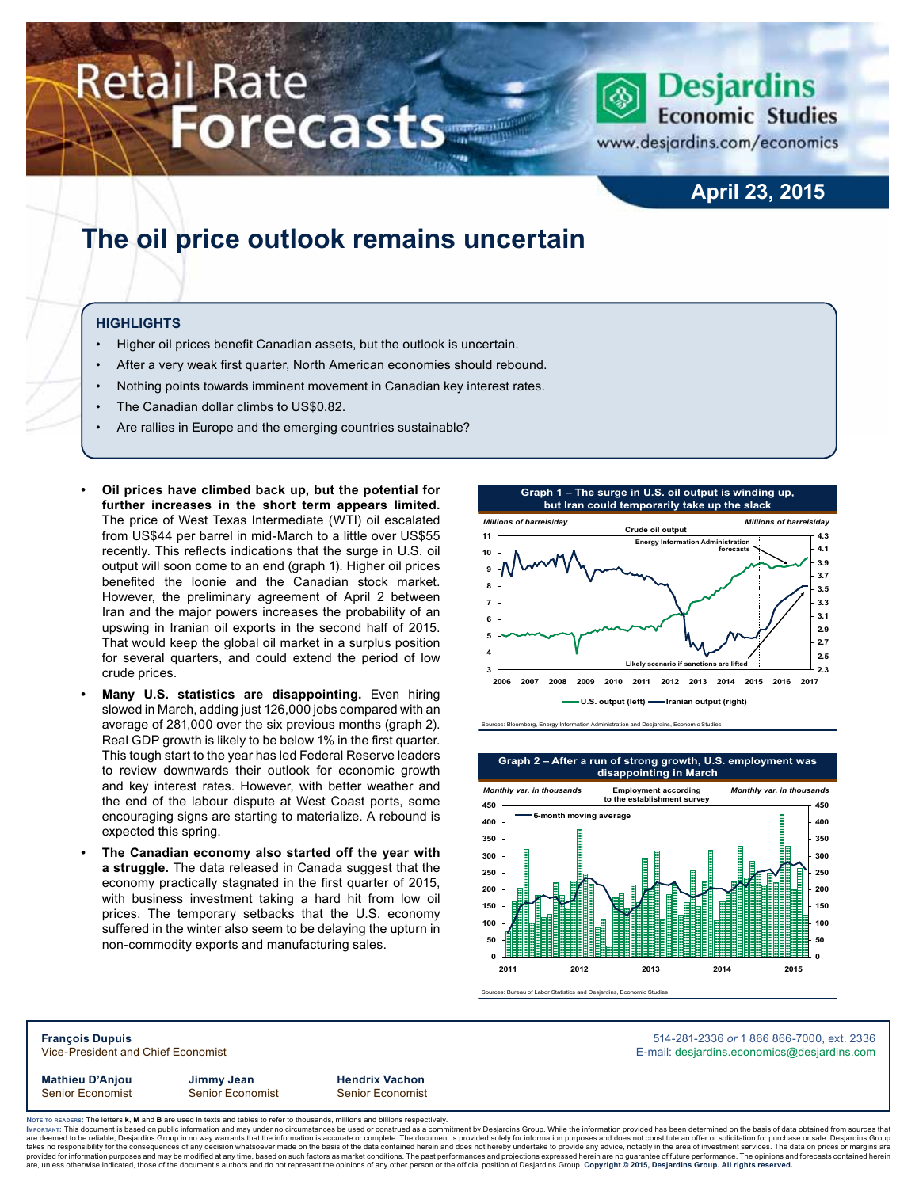# Retail Rate Forecasts

**Desjardins Economic Studies**
www.desjardins.com/economics

**April 23, 2015**

# The oil price outlook remains uncertain

## HIGHLIGHTS

- Higher oil prices benefit Canadian assets, but the outlook is uncertain.
- After a very weak first quarter, North American economies should rebound.
- Nothing points towards imminent movement in Canadian key interest rates.
- The Canadian dollar climbs to US$0.82.
- Are rallies in Europe and the emerging countries sustainable?

- **Oil prices have climbed back up, but the potential for further increases in the short term appears limited.** The price of West Texas Intermediate (WTI) oil escalated from US$44 per barrel in mid-March to a little over US$55 recently. This reflects indications that the surge in U.S. oil output will soon come to an end (graph 1). Higher oil prices benefited the loonie and the Canadian stock market. However, the preliminary agreement of April 2 between Iran and the major powers increases the probability of an upswing in Iranian oil exports in the second half of 2015. That would keep the global oil market in a surplus position for several quarters, and could extend the period of low crude prices.
- **Many U.S. statistics are disappointing.** Even hiring slowed in March, adding just 126,000 jobs compared with an average of 281,000 over the six previous months (graph 2). Real GDP growth is likely to be below 1% in the first quarter. This tough start to the year has led Federal Reserve leaders to review downwards their outlook for economic growth and key interest rates. However, with better weather and the end of the labour dispute at West Coast ports, some encouraging signs are starting to materialize. A rebound is expected this spring.
- **The Canadian economy also started off the year with a struggle.** The data released in Canada suggest that the economy practically stagnated in the first quarter of 2015, with business investment taking a hard hit from low oil prices. The temporary setbacks that the U.S. economy suffered in the winter also seem to be delaying the upturn in non-commodity exports and manufacturing sales.

**Graph 1 – The surge in U.S. oil output is winding up, but Iran could temporarily take up the slack**

Sources: Bloomberg, Energy Information Administration and Desjardins, Economic Studies

**Graph 2 – After a run of strong growth, U.S. employment was disappointing in March**

Sources: Bureau of Labor Statistics and Desjardins, Economic Studies

**François Dupuis**
Vice-President and Chief Economist

514-281-2336 *or* 1 866 866-7000, ext. 2336
E-mail: desjardins.economics@desjardins.com

**Mathieu D'Anjou** — Senior Economist
**Jimmy Jean** — Senior Economist
**Hendrix Vachon** — Senior Economist

NOTE TO READERS: The letters **k**, **M** and **B** are used in texts and tables to refer to thousands, millions and billions respectively.
IMPORTANT: This document is based on public information and may under no circumstances be used or construed as a commitment by Desjardins Group. While the information provided has been determined on the basis of data obtained from sources that are deemed to be reliable, Desjardins Group in no way warrants that the information is accurate or complete. The document is provided solely for information purposes and does not constitute an offer or solicitation for purchase or sale. Desjardins Group takes no responsibility for the consequences of any decision whatsoever made on the basis of the data contained herein and does not hereby undertake to provide any advice, notably in the area of investment services. The data on prices or margins are provided for information purposes and may be modified at any time, based on such factors as market conditions. The past performances and projections expressed herein are no guarantee of future performance. The opinions and forecasts contained herein are, unless otherwise indicated, those of the document's authors and do not represent the opinions of any other person or the official position of Desjardins Group. **Copyright © 2015, Desjardins Group. All rights reserved.**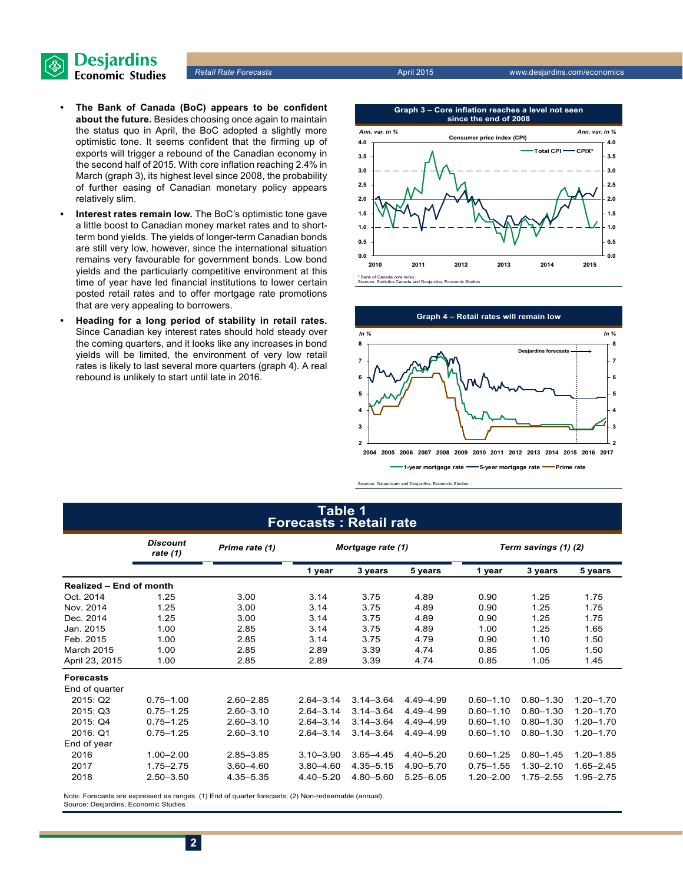- **The Bank of Canada (BoC) appears to be confident about the future.** Besides choosing once again to maintain the status quo in April, the BoC adopted a slightly more optimistic tone. It seems confident that the firming up of exports will trigger a rebound of the Canadian economy in the second half of 2015. With core inflation reaching 2.4% in March (graph 3), its highest level since 2008, the probability of further easing of Canadian monetary policy appears relatively slim.
- **Interest rates remain low.** The BoC's optimistic tone gave a little boost to Canadian money market rates and to short-term bond yields. The yields of longer-term Canadian bonds are still very low, however, since the international situation remains very favourable for government bonds. Low bond yields and the particularly competitive environment at this time of year have led financial institutions to lower certain posted retail rates and to offer mortgage rate promotions that are very appealing to borrowers.
- **Heading for a long period of stability in retail rates.** Since Canadian key interest rates should hold steady over the coming quarters, and it looks like any increases in bond yields will be limited, the environment of very low retail rates is likely to last several more quarters (graph 4). A real rebound is unlikely to start until late in 2016.

**Graph 3 – Core inflation reaches a level not seen since the end of 2008**

Consumer price index (CPI) — Ann. var. in % — Total CPI, CPIX*

\* Bank of Canada core index.
Sources: Statistics Canada and Desjardins, Economic Studies

**Graph 4 – Retail rates will remain low**

In % — 1-year mortgage rate, 5-year mortgage rate, Prime rate — Desjardins forecasts

Sources: Datastream and Desjardins, Economic Studies

## Table 1
## Forecasts : Retail rate

| | Discount rate (1) | Prime rate (1) | Mortgage rate (1) | | | Term savings (1) (2) | | |
|---|---|---|---|---|---|---|---|---|
| | | | 1 year | 3 years | 5 years | 1 year | 3 years | 5 years |
| **Realized – End of month** | | | | | | | | |
| Oct. 2014 | 1.25 | 3.00 | 3.14 | 3.75 | 4.89 | 0.90 | 1.25 | 1.75 |
| Nov. 2014 | 1.25 | 3.00 | 3.14 | 3.75 | 4.89 | 0.90 | 1.25 | 1.75 |
| Dec. 2014 | 1.25 | 3.00 | 3.14 | 3.75 | 4.89 | 0.90 | 1.25 | 1.75 |
| Jan. 2015 | 1.00 | 2.85 | 3.14 | 3.75 | 4.89 | 1.00 | 1.25 | 1.65 |
| Feb. 2015 | 1.00 | 2.85 | 3.14 | 3.75 | 4.79 | 0.90 | 1.10 | 1.50 |
| March 2015 | 1.00 | 2.85 | 2.89 | 3.39 | 4.74 | 0.85 | 1.05 | 1.50 |
| April 23, 2015 | 1.00 | 2.85 | 2.89 | 3.39 | 4.74 | 0.85 | 1.05 | 1.45 |
| **Forecasts** | | | | | | | | |
| End of quarter | | | | | | | | |
| 2015: Q2 | 0.75–1.00 | 2.60–2.85 | 2.64–3.14 | 3.14–3.64 | 4.49–4.99 | 0.60–1.10 | 0.80–1.30 | 1.20–1.70 |
| 2015: Q3 | 0.75–1.25 | 2.60–3.10 | 2.64–3.14 | 3.14–3.64 | 4.49–4.99 | 0.60–1.10 | 0.80–1.30 | 1.20–1.70 |
| 2015: Q4 | 0.75–1.25 | 2.60–3.10 | 2.64–3.14 | 3.14–3.64 | 4.49–4.99 | 0.60–1.10 | 0.80–1.30 | 1.20–1.70 |
| 2016: Q1 | 0.75–1.25 | 2.60–3.10 | 2.64–3.14 | 3.14–3.64 | 4.49–4.99 | 0.60–1.10 | 0.80–1.30 | 1.20–1.70 |
| End of year | | | | | | | | |
| 2016 | 1.00–2.00 | 2.85–3.85 | 3.10–3.90 | 3.65–4.45 | 4.40–5.20 | 0.60–1.25 | 0.80–1.45 | 1.20–1.85 |
| 2017 | 1.75–2.75 | 3.60–4.60 | 3.80–4.60 | 4.35–5.15 | 4.90–5.70 | 0.75–1.55 | 1.30–2.10 | 1.65–2.45 |
| 2018 | 2.50–3.50 | 4.35–5.35 | 4.40–5.20 | 4.80–5.60 | 5.25–6.05 | 1.20–2.00 | 1.75–2.55 | 1.95–2.75 |

Note: Forecasts are expressed as ranges. (1) End of quarter forecasts; (2) Non-redeemable (annual).
Source: Desjardins, Economic Studies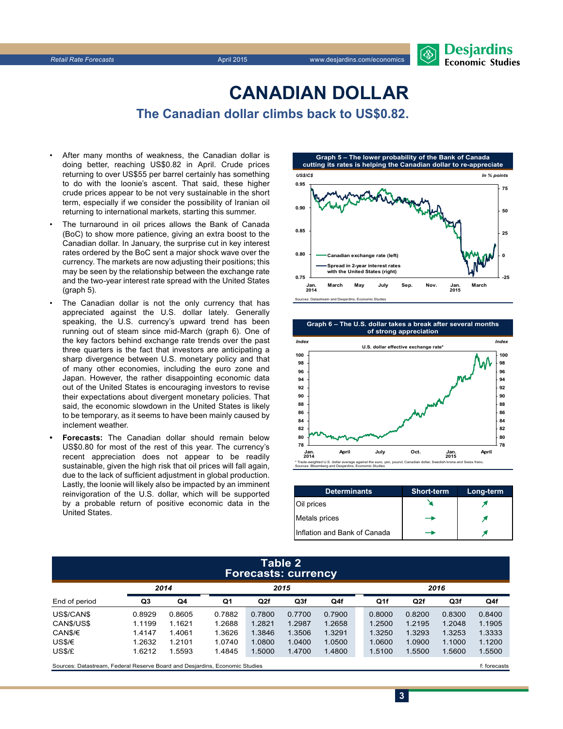# CANADIAN DOLLAR

## The Canadian dollar climbs back to US$0.82.

- After many months of weakness, the Canadian dollar is doing better, reaching US$0.82 in April. Crude prices returning to over US$55 per barrel certainly has something to do with the loonie's ascent. That said, these higher crude prices appear to be not very sustainable in the short term, especially if we consider the possibility of Iranian oil returning to international markets, starting this summer.
- The turnaround in oil prices allows the Bank of Canada (BoC) to show more patience, giving an extra boost to the Canadian dollar. In January, the surprise cut in key interest rates ordered by the BoC sent a major shock wave over the currency. The markets are now adjusting their positions; this may be seen by the relationship between the exchange rate and the two-year interest rate spread with the United States (graph 5).
- The Canadian dollar is not the only currency that has appreciated against the U.S. dollar lately. Generally speaking, the U.S. currency's upward trend has been running out of steam since mid-March (graph 6). One of the key factors behind exchange rate trends over the past three quarters is the fact that investors are anticipating a sharp divergence between U.S. monetary policy and that of many other economies, including the euro zone and Japan. However, the rather disappointing economic data out of the United States is encouraging investors to revise their expectations about divergent monetary policies. That said, the economic slowdown in the United States is likely to be temporary, as it seems to have been mainly caused by inclement weather.
- **Forecasts:** The Canadian dollar should remain below US$0.80 for most of the rest of this year. The currency's recent appreciation does not appear to be readily sustainable, given the high risk that oil prices will fall again, due to the lack of sufficient adjustment in global production. Lastly, the loonie will likely also be impacted by an imminent reinvigoration of the U.S. dollar, which will be supported by a probable return of positive economic data in the United States.

**Graph 5 – The lower probability of the Bank of Canada cutting its rates is helping the Canadian dollar to re-appreciate**

Sources: Datastream and Desjardins, Economic Studies

**Graph 6 – The U.S. dollar takes a break after several months of strong appreciation**

\* Trade-weighted U.S. dollar average against the euro, yen, pound, Canadian dollar, Swedish krona and Swiss franc.
Sources: Bloomberg and Desjardins, Economic Studies

| Determinants | Short-term | Long-term |
|---|---|---|
| Oil prices | ↘ | ↗ |
| Metals prices | → | ↗ |
| Inflation and Bank of Canada | → | ↗ |

**Table 2**
**Forecasts: currency**

| | 2014 | | 2015 | | | | 2016 | | | |
|---|---|---|---|---|---|---|---|---|---|---|
| End of period | Q3 | Q4 | Q1 | Q2f | Q3f | Q4f | Q1f | Q2f | Q3f | Q4f |
| US$/CAN$ | 0.8929 | 0.8605 | 0.7882 | 0.7800 | 0.7700 | 0.7900 | 0.8000 | 0.8200 | 0.8300 | 0.8400 |
| CAN$/US$ | 1.1199 | 1.1621 | 1.2688 | 1.2821 | 1.2987 | 1.2658 | 1.2500 | 1.2195 | 1.2048 | 1.1905 |
| CAN$/€ | 1.4147 | 1.4061 | 1.3626 | 1.3846 | 1.3506 | 1.3291 | 1.3250 | 1.3293 | 1.3253 | 1.3333 |
| US$/€ | 1.2632 | 1.2101 | 1.0740 | 1.0800 | 1.0400 | 1.0500 | 1.0600 | 1.0900 | 1.1000 | 1.1200 |
| US$/£ | 1.6212 | 1.5593 | 1.4845 | 1.5000 | 1.4700 | 1.4800 | 1.5100 | 1.5500 | 1.5600 | 1.5500 |

Sources: Datastream, Federal Reserve Board and Desjardins, Economic Studies — f: forecasts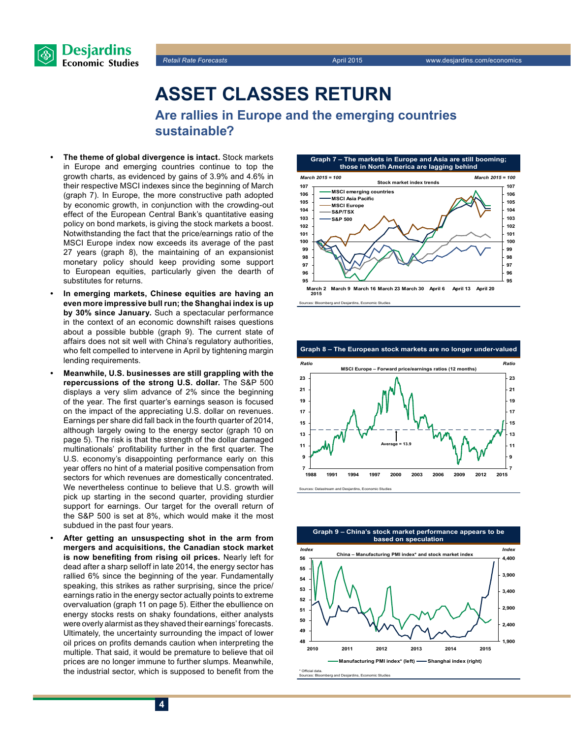# ASSET CLASSES RETURN

## Are rallies in Europe and the emerging countries sustainable?

- **The theme of global divergence is intact.** Stock markets in Europe and emerging countries continue to top the growth charts, as evidenced by gains of 3.9% and 4.6% in their respective MSCI indexes since the beginning of March (graph 7). In Europe, the more constructive path adopted by economic growth, in conjunction with the crowding-out effect of the European Central Bank's quantitative easing policy on bond markets, is giving the stock markets a boost. Notwithstanding the fact that the price/earnings ratio of the MSCI Europe index now exceeds its average of the past 27 years (graph 8), the maintaining of an expansionist monetary policy should keep providing some support to European equities, particularly given the dearth of substitutes for returns.
- **In emerging markets, Chinese equities are having an even more impressive bull run; the Shanghai index is up by 30% since January.** Such a spectacular performance in the context of an economic downshift raises questions about a possible bubble (graph 9). The current state of affairs does not sit well with China's regulatory authorities, who felt compelled to intervene in April by tightening margin lending requirements.
- **Meanwhile, U.S. businesses are still grappling with the repercussions of the strong U.S. dollar.** The S&P 500 displays a very slim advance of 2% since the beginning of the year. The first quarter's earnings season is focused on the impact of the appreciating U.S. dollar on revenues. Earnings per share did fall back in the fourth quarter of 2014, although largely owing to the energy sector (graph 10 on page 5). The risk is that the strength of the dollar damaged multinationals' profitability further in the first quarter. The U.S. economy's disappointing performance early on this year offers no hint of a material positive compensation from sectors for which revenues are domestically concentrated. We nevertheless continue to believe that U.S. growth will pick up starting in the second quarter, providing sturdier support for earnings. Our target for the overall return of the S&P 500 is set at 8%, which would make it the most subdued in the past four years.
- **After getting an unsuspecting shot in the arm from mergers and acquisitions, the Canadian stock market is now benefiting from rising oil prices.** Nearly left for dead after a sharp selloff in late 2014, the energy sector has rallied 6% since the beginning of the year. Fundamentally speaking, this strikes as rather surprising, since the price/earnings ratio in the energy sector actually points to extreme overvaluation (graph 11 on page 5). Either the ebullience on energy stocks rests on shaky foundations, either analysts were overly alarmist as they shaved their earnings' forecasts. Ultimately, the uncertainty surrounding the impact of lower oil prices on profits demands caution when interpreting the multiple. That said, it would be premature to believe that oil prices are no longer immune to further slumps. Meanwhile, the industrial sector, which is supposed to benefit from the

**Graph 7 – The markets in Europe and Asia are still booming; those in North America are lagging behind**

Stock market index trends (March 2015 = 100): MSCI emerging countries, MSCI Asia Pacific, MSCI Europe, S&P/TSX, S&P 500

Sources: Bloomberg and Desjardins, Economic Studies

**Graph 8 – The European stock markets are no longer under-valued**

MSCI Europe – Forward price/earnings ratios (12 months) (Ratio); Average = 13.9

Sources: Datastream and Desjardins, Economic Studies

**Graph 9 – China's stock market performance appears to be based on speculation**

China – Manufacturing PMI index* and stock market index: Manufacturing PMI index* (left), Shanghai index (right)

* Official data.
Sources: Bloomberg and Desjardins, Economic Studies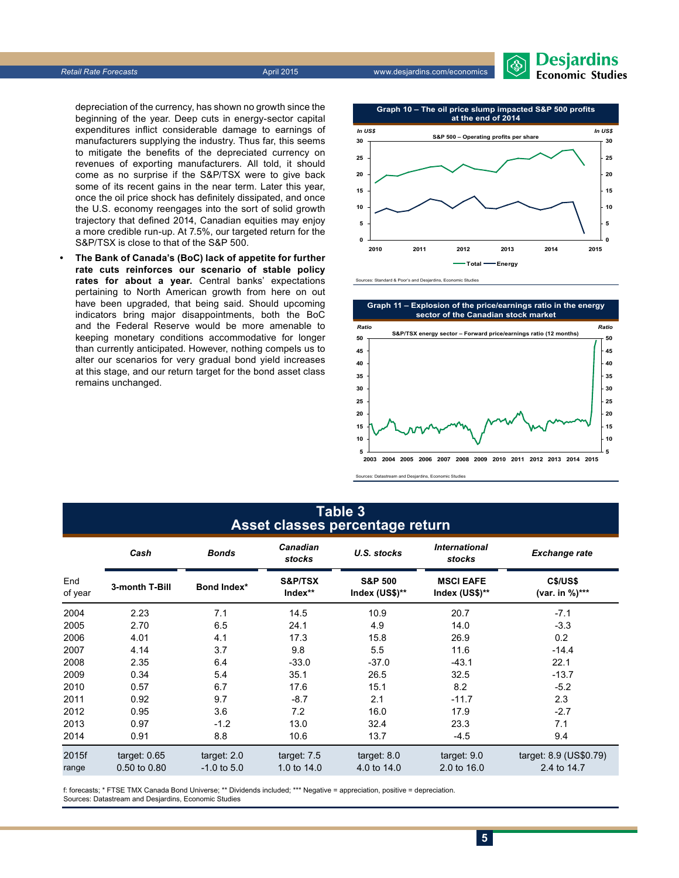depreciation of the currency, has shown no growth since the beginning of the year. Deep cuts in energy-sector capital expenditures inflict considerable damage to earnings of manufacturers supplying the industry. Thus far, this seems to mitigate the benefits of the depreciated currency on revenues of exporting manufacturers. All told, it should come as no surprise if the S&P/TSX were to give back some of its recent gains in the near term. Later this year, once the oil price shock has definitely dissipated, and once the U.S. economy reengages into the sort of solid growth trajectory that defined 2014, Canadian equities may enjoy a more credible run-up. At 7.5%, our targeted return for the S&P/TSX is close to that of the S&P 500.

- **The Bank of Canada's (BoC) lack of appetite for further rate cuts reinforces our scenario of stable policy rates for about a year.** Central banks' expectations pertaining to North American growth from here on out have been upgraded, that being said. Should upcoming indicators bring major disappointments, both the BoC and the Federal Reserve would be more amenable to keeping monetary conditions accommodative for longer than currently anticipated. However, nothing compels us to alter our scenarios for very gradual bond yield increases at this stage, and our return target for the bond asset class remains unchanged.

**Graph 10 – The oil price slump impacted S&P 500 profits at the end of 2014**

In US$
S&P 500 – Operating profits per share
In US$
0 5 10 15 20 25 30
2010 2011 2012 2013 2014 2015
Total — Energy

Sources: Standard & Poor's and Desjardins, Economic Studies

**Graph 11 – Explosion of the price/earnings ratio in the energy sector of the Canadian stock market**

Ratio
S&P/TSX energy sector – Forward price/earnings ratio (12 months)
Ratio
5 10 15 20 25 30 35 40 45 50
2003 2004 2005 2006 2007 2008 2009 2010 2011 2012 2013 2014 2015

Sources: Datastream and Desjardins, Economic Studies

## Table 3
## Asset classes percentage return

| | Cash | Bonds | Canadian stocks | U.S. stocks | International stocks | Exchange rate |
|---|---|---|---|---|---|---|
| End of year | 3-month T-Bill | Bond Index* | S&P/TSX Index** | S&P 500 Index (US$)** | MSCI EAFE Index (US$)** | C$/US$ (var. in %)*** |
| 2004 | 2.23 | 7.1 | 14.5 | 10.9 | 20.7 | -7.1 |
| 2005 | 2.70 | 6.5 | 24.1 | 4.9 | 14.0 | -3.3 |
| 2006 | 4.01 | 4.1 | 17.3 | 15.8 | 26.9 | 0.2 |
| 2007 | 4.14 | 3.7 | 9.8 | 5.5 | 11.6 | -14.4 |
| 2008 | 2.35 | 6.4 | -33.0 | -37.0 | -43.1 | 22.1 |
| 2009 | 0.34 | 5.4 | 35.1 | 26.5 | 32.5 | -13.7 |
| 2010 | 0.57 | 6.7 | 17.6 | 15.1 | 8.2 | -5.2 |
| 2011 | 0.92 | 9.7 | -8.7 | 2.1 | -11.7 | 2.3 |
| 2012 | 0.95 | 3.6 | 7.2 | 16.0 | 17.9 | -2.7 |
| 2013 | 0.97 | -1.2 | 13.0 | 32.4 | 23.3 | 7.1 |
| 2014 | 0.91 | 8.8 | 10.6 | 13.7 | -4.5 | 9.4 |
| 2015f | target: 0.65 | target: 2.0 | target: 7.5 | target: 8.0 | target: 9.0 | target: 8.9 (US$0.79) |
| range | 0.50 to 0.80 | -1.0 to 5.0 | 1.0 to 14.0 | 4.0 to 14.0 | 2.0 to 16.0 | 2.4 to 14.7 |

f: forecasts; * FTSE TMX Canada Bond Universe; ** Dividends included; *** Negative = appreciation, positive = depreciation.
Sources: Datastream and Desjardins, Economic Studies